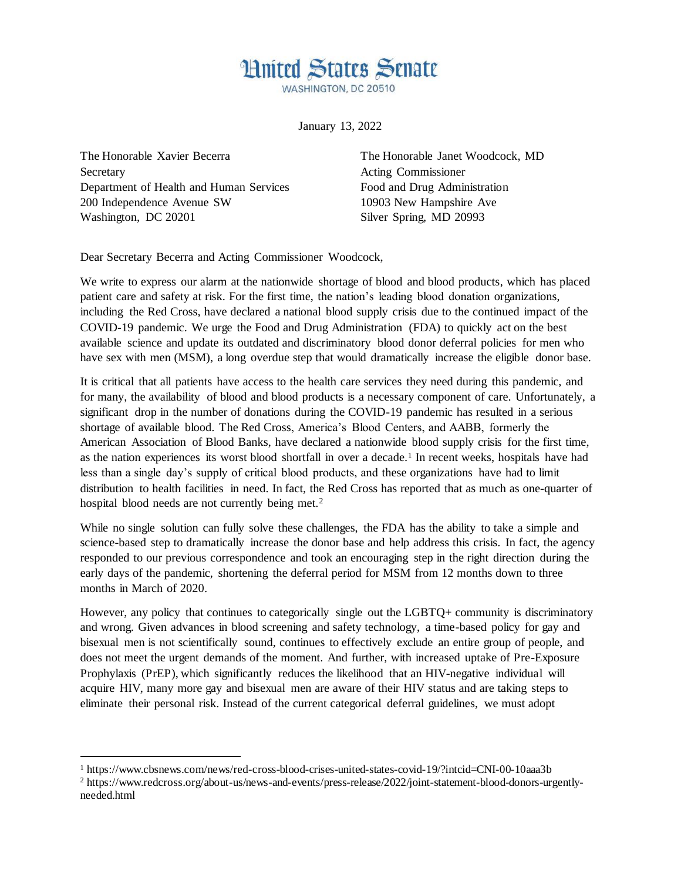# United States Senate

WASHINGTON, DC 20510

January 13, 2022

The Honorable Xavier Becerra
Secretary
Department of Health and Human Services
200 Independence Avenue SW
Washington, DC 20201

The Honorable Janet Woodcock, MD
Acting Commissioner
Food and Drug Administration
10903 New Hampshire Ave
Silver Spring, MD 20993

Dear Secretary Becerra and Acting Commissioner Woodcock,

We write to express our alarm at the nationwide shortage of blood and blood products, which has placed patient care and safety at risk. For the first time, the nation's leading blood donation organizations, including the Red Cross, have declared a national blood supply crisis due to the continued impact of the COVID-19 pandemic. We urge the Food and Drug Administration (FDA) to quickly act on the best available science and update its outdated and discriminatory blood donor deferral policies for men who have sex with men (MSM), a long overdue step that would dramatically increase the eligible donor base.

It is critical that all patients have access to the health care services they need during this pandemic, and for many, the availability of blood and blood products is a necessary component of care. Unfortunately, a significant drop in the number of donations during the COVID-19 pandemic has resulted in a serious shortage of available blood. The Red Cross, America's Blood Centers, and AABB, formerly the American Association of Blood Banks, have declared a nationwide blood supply crisis for the first time, as the nation experiences its worst blood shortfall in over a decade.[1] In recent weeks, hospitals have had less than a single day's supply of critical blood products, and these organizations have had to limit distribution to health facilities in need. In fact, the Red Cross has reported that as much as one-quarter of hospital blood needs are not currently being met.[2]

While no single solution can fully solve these challenges, the FDA has the ability to take a simple and science-based step to dramatically increase the donor base and help address this crisis. In fact, the agency responded to our previous correspondence and took an encouraging step in the right direction during the early days of the pandemic, shortening the deferral period for MSM from 12 months down to three months in March of 2020.

However, any policy that continues to categorically single out the LGBTQ+ community is discriminatory and wrong. Given advances in blood screening and safety technology, a time-based policy for gay and bisexual men is not scientifically sound, continues to effectively exclude an entire group of people, and does not meet the urgent demands of the moment. And further, with increased uptake of Pre-Exposure Prophylaxis (PrEP), which significantly reduces the likelihood that an HIV-negative individual will acquire HIV, many more gay and bisexual men are aware of their HIV status and are taking steps to eliminate their personal risk. Instead of the current categorical deferral guidelines, we must adopt

---

[1] https://www.cbsnews.com/news/red-cross-blood-crises-united-states-covid-19/?intcid=CNI-00-10aaa3b

[2] https://www.redcross.org/about-us/news-and-events/press-release/2022/joint-statement-blood-donors-urgently-needed.html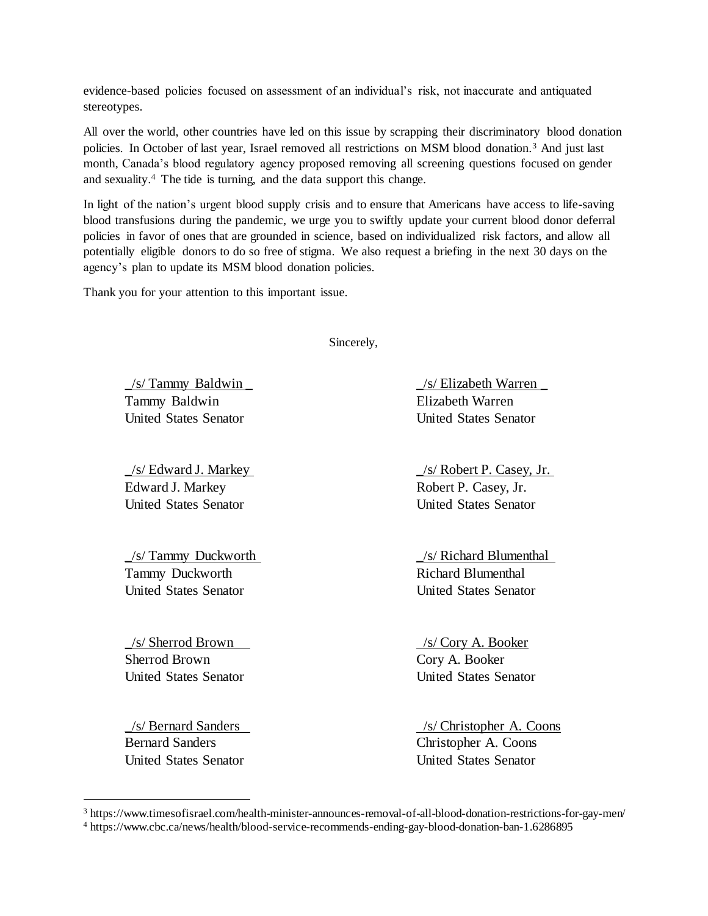evidence-based policies focused on assessment of an individual's risk, not inaccurate and antiquated stereotypes.

All over the world, other countries have led on this issue by scrapping their discriminatory blood donation policies. In October of last year, Israel removed all restrictions on MSM blood donation.[3] And just last month, Canada's blood regulatory agency proposed removing all screening questions focused on gender and sexuality.[4] The tide is turning, and the data support this change.

In light of the nation's urgent blood supply crisis and to ensure that Americans have access to life-saving blood transfusions during the pandemic, we urge you to swiftly update your current blood donor deferral policies in favor of ones that are grounded in science, based on individualized risk factors, and allow all potentially eligible donors to do so free of stigma. We also request a briefing in the next 30 days on the agency's plan to update its MSM blood donation policies.

Thank you for your attention to this important issue.

Sincerely,

_/s/ Tammy Baldwin _
Tammy Baldwin
United States Senator

_/s/ Elizabeth Warren _
Elizabeth Warren
United States Senator

_/s/ Edward J. Markey
Edward J. Markey
United States Senator

_/s/ Robert P. Casey, Jr.
Robert P. Casey, Jr.
United States Senator

_/s/ Tammy Duckworth
Tammy Duckworth
United States Senator

_/s/ Richard Blumenthal
Richard Blumenthal
United States Senator

_/s/ Sherrod Brown
Sherrod Brown
United States Senator

/s/ Cory A. Booker
Cory A. Booker
United States Senator

_/s/ Bernard Sanders
Bernard Sanders
United States Senator

/s/ Christopher A. Coons
Christopher A. Coons
United States Senator

---

[3] https://www.timesofisrael.com/health-minister-announces-removal-of-all-blood-donation-restrictions-for-gay-men/

[4] https://www.cbc.ca/news/health/blood-service-recommends-ending-gay-blood-donation-ban-1.6286895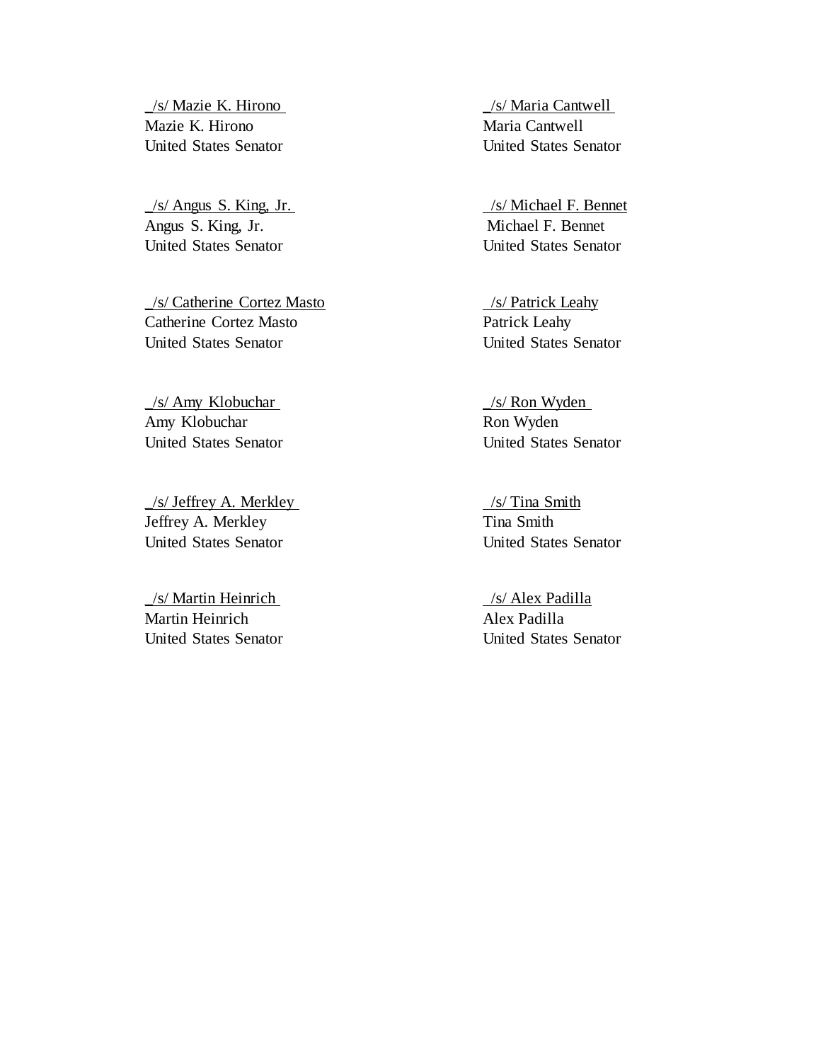/s/ Mazie K. Hirono
Mazie K. Hirono
United States Senator

/s/ Maria Cantwell
Maria Cantwell
United States Senator

/s/ Angus S. King, Jr.
Angus S. King, Jr.
United States Senator

/s/ Michael F. Bennet
Michael F. Bennet
United States Senator

/s/ Catherine Cortez Masto
Catherine Cortez Masto
United States Senator

/s/ Patrick Leahy
Patrick Leahy
United States Senator

/s/ Amy Klobuchar
Amy Klobuchar
United States Senator

/s/ Ron Wyden
Ron Wyden
United States Senator

/s/ Jeffrey A. Merkley
Jeffrey A. Merkley
United States Senator

/s/ Tina Smith
Tina Smith
United States Senator

/s/ Martin Heinrich
Martin Heinrich
United States Senator

/s/ Alex Padilla
Alex Padilla
United States Senator